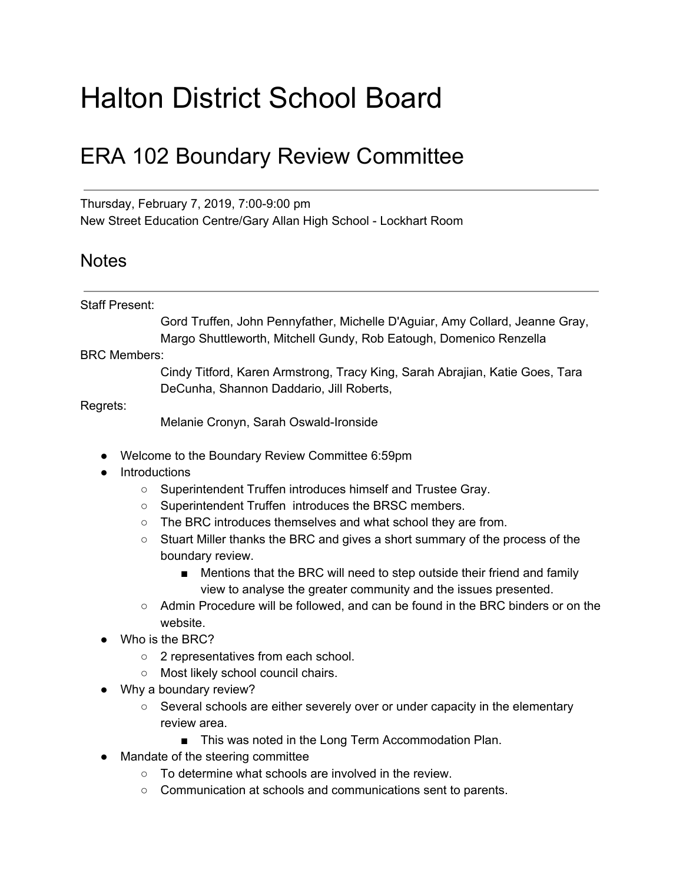# Halton District School Board

## ERA 102 Boundary Review Committee

---

Thursday, February 7, 2019, 7:00-9:00 pm
New Street Education Centre/Gary Allan High School - Lockhart Room

## Notes

---

Staff Present:
Gord Truffen, John Pennyfather, Michelle D'Aguiar, Amy Collard, Jeanne Gray, Margo Shuttleworth, Mitchell Gundy, Rob Eatough, Domenico Renzella

BRC Members:
Cindy Titford, Karen Armstrong, Tracy King, Sarah Abrajian, Katie Goes, Tara DeCunha, Shannon Daddario, Jill Roberts,

Regrets:
Melanie Cronyn, Sarah Oswald-Ironside

- Welcome to the Boundary Review Committee 6:59pm
- Introductions
  - Superintendent Truffen introduces himself and Trustee Gray.
  - Superintendent Truffen introduces the BRSC members.
  - The BRC introduces themselves and what school they are from.
  - Stuart Miller thanks the BRC and gives a short summary of the process of the boundary review.
    - Mentions that the BRC will need to step outside their friend and family view to analyse the greater community and the issues presented.
  - Admin Procedure will be followed, and can be found in the BRC binders or on the website.
- Who is the BRC?
  - 2 representatives from each school.
  - Most likely school council chairs.
- Why a boundary review?
  - Several schools are either severely over or under capacity in the elementary review area.
    - This was noted in the Long Term Accommodation Plan.
- Mandate of the steering committee
  - To determine what schools are involved in the review.
  - Communication at schools and communications sent to parents.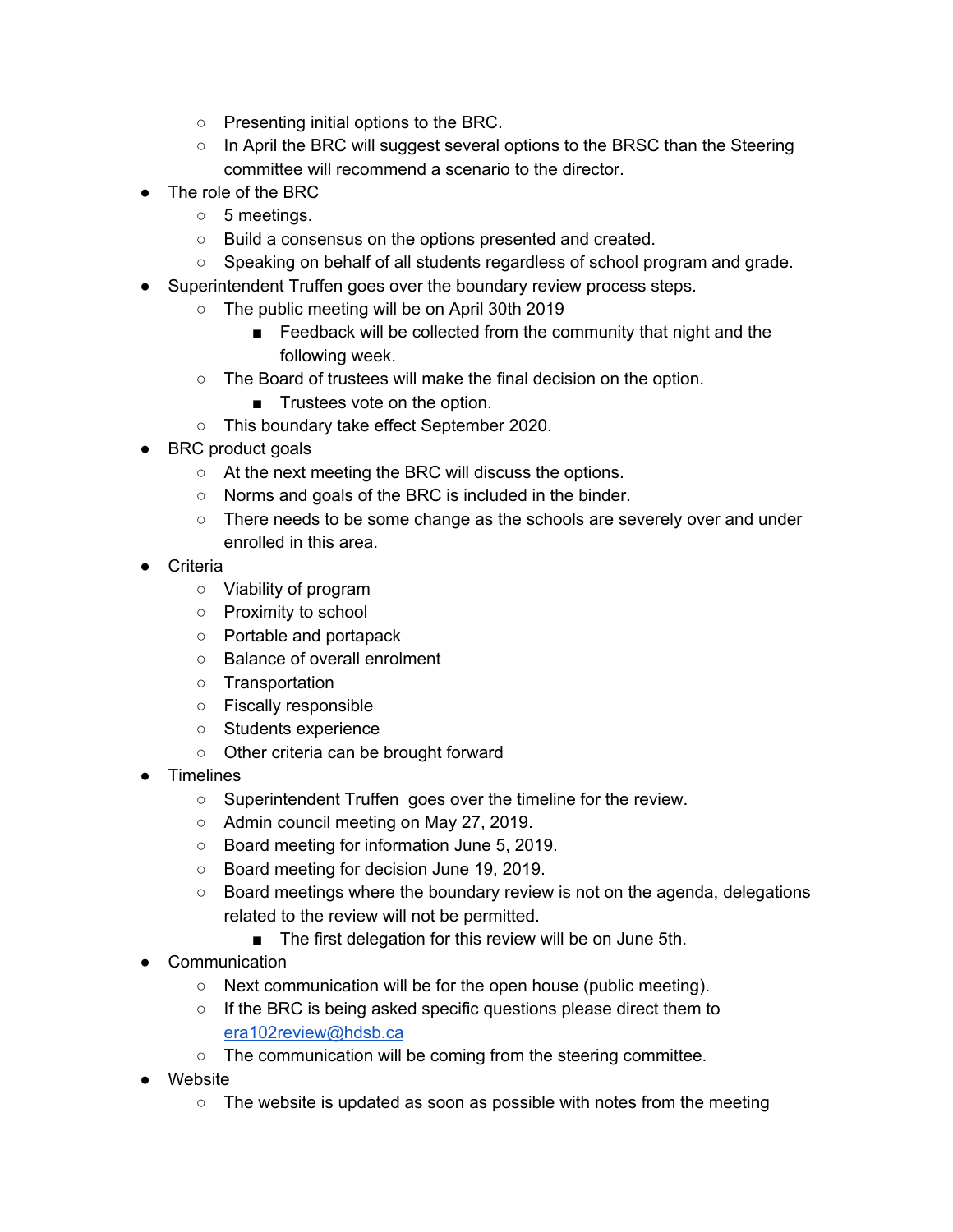- Presenting initial options to the BRC.
    - In April the BRC will suggest several options to the BRSC than the Steering committee will recommend a scenario to the director.
- The role of the BRC
    - 5 meetings.
    - Build a consensus on the options presented and created.
    - Speaking on behalf of all students regardless of school program and grade.
- Superintendent Truffen goes over the boundary review process steps.
    - The public meeting will be on April 30th 2019
        - Feedback will be collected from the community that night and the following week.
    - The Board of trustees will make the final decision on the option.
        - Trustees vote on the option.
    - This boundary take effect September 2020.
- BRC product goals
    - At the next meeting the BRC will discuss the options.
    - Norms and goals of the BRC is included in the binder.
    - There needs to be some change as the schools are severely over and under enrolled in this area.
- Criteria
    - Viability of program
    - Proximity to school
    - Portable and portapack
    - Balance of overall enrolment
    - Transportation
    - Fiscally responsible
    - Students experience
    - Other criteria can be brought forward
- Timelines
    - Superintendent Truffen goes over the timeline for the review.
    - Admin council meeting on May 27, 2019.
    - Board meeting for information June 5, 2019.
    - Board meeting for decision June 19, 2019.
    - Board meetings where the boundary review is not on the agenda, delegations related to the review will not be permitted.
        - The first delegation for this review will be on June 5th.
- Communication
    - Next communication will be for the open house (public meeting).
    - If the BRC is being asked specific questions please direct them to era102review@hdsb.ca
    - The communication will be coming from the steering committee.
- Website
    - The website is updated as soon as possible with notes from the meeting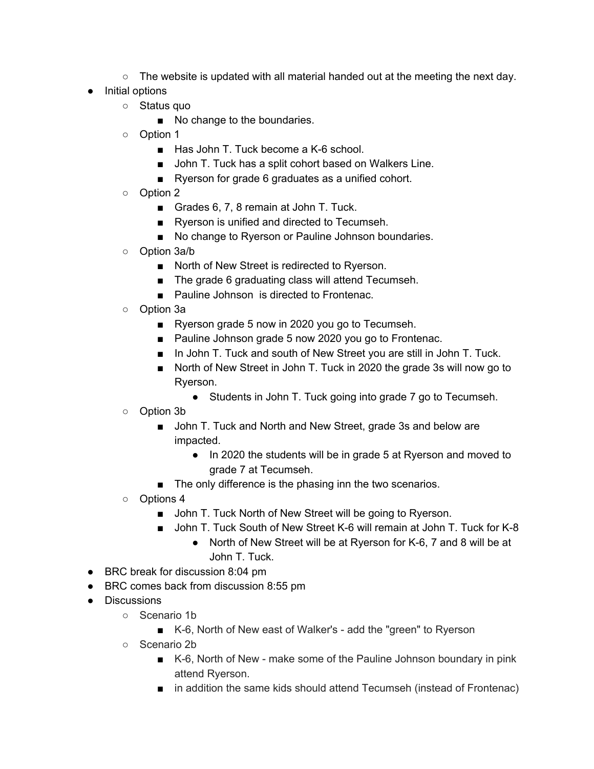- The website is updated with all material handed out at the meeting the next day.
- Initial options
    - Status quo
        - No change to the boundaries.
    - Option 1
        - Has John T. Tuck become a K-6 school.
        - John T. Tuck has a split cohort based on Walkers Line.
        - Ryerson for grade 6 graduates as a unified cohort.
    - Option 2
        - Grades 6, 7, 8 remain at John T. Tuck.
        - Ryerson is unified and directed to Tecumseh.
        - No change to Ryerson or Pauline Johnson boundaries.
    - Option 3a/b
        - North of New Street is redirected to Ryerson.
        - The grade 6 graduating class will attend Tecumseh.
        - Pauline Johnson is directed to Frontenac.
    - Option 3a
        - Ryerson grade 5 now in 2020 you go to Tecumseh.
        - Pauline Johnson grade 5 now 2020 you go to Frontenac.
        - In John T. Tuck and south of New Street you are still in John T. Tuck.
        - North of New Street in John T. Tuck in 2020 the grade 3s will now go to Ryerson.
            - Students in John T. Tuck going into grade 7 go to Tecumseh.
    - Option 3b
        - John T. Tuck and North and New Street, grade 3s and below are impacted.
            - In 2020 the students will be in grade 5 at Ryerson and moved to grade 7 at Tecumseh.
        - The only difference is the phasing inn the two scenarios.
    - Options 4
        - John T. Tuck North of New Street will be going to Ryerson.
        - John T. Tuck South of New Street K-6 will remain at John T. Tuck for K-8
            - North of New Street will be at Ryerson for K-6, 7 and 8 will be at John T. Tuck.
- BRC break for discussion 8:04 pm
- BRC comes back from discussion 8:55 pm
- Discussions
    - Scenario 1b
        - K-6, North of New east of Walker's - add the "green" to Ryerson
    - Scenario 2b
        - K-6, North of New - make some of the Pauline Johnson boundary in pink attend Ryerson.
        - in addition the same kids should attend Tecumseh (instead of Frontenac)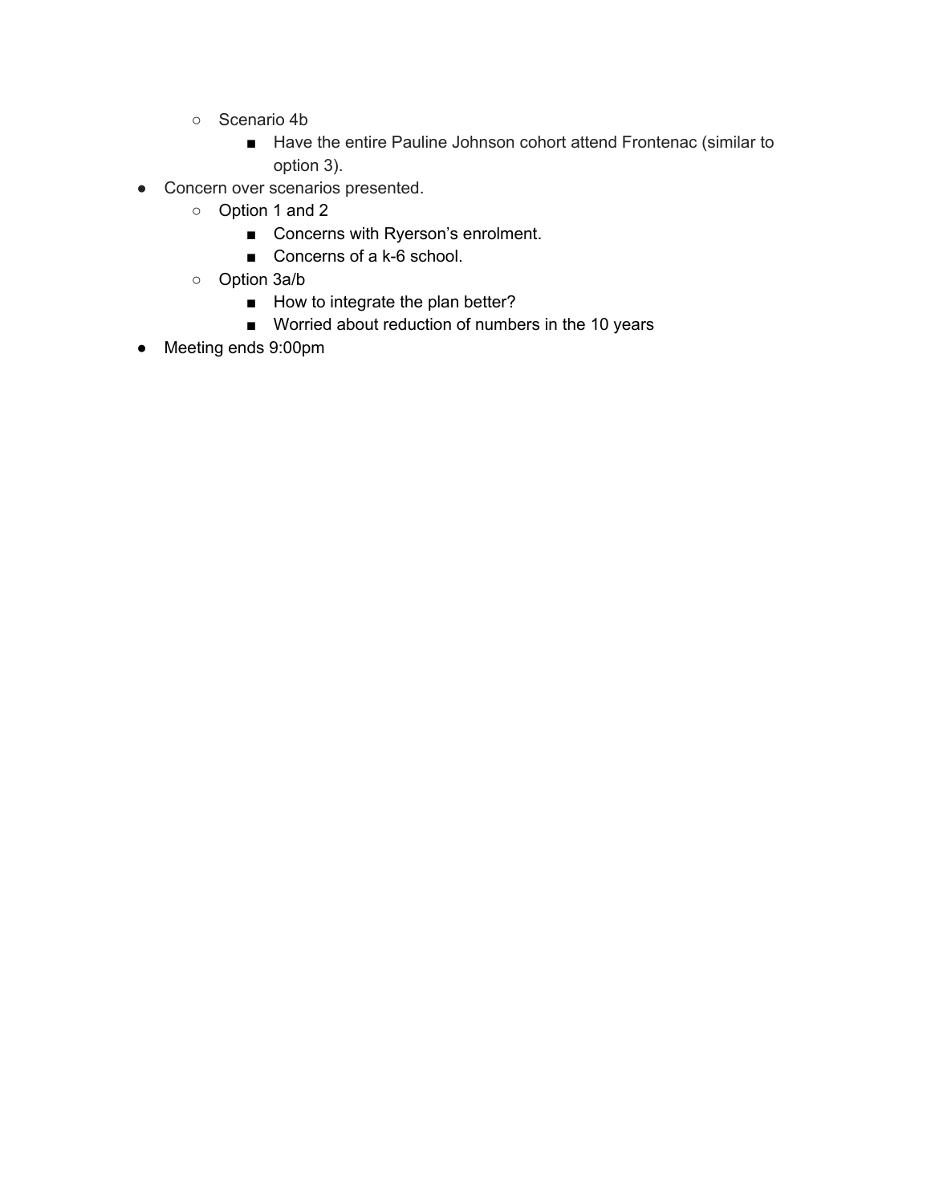- Scenario 4b
  - Have the entire Pauline Johnson cohort attend Frontenac (similar to option 3).
- Concern over scenarios presented.
  - Option 1 and 2
    - Concerns with Ryerson's enrolment.
    - Concerns of a k-6 school.
  - Option 3a/b
    - How to integrate the plan better?
    - Worried about reduction of numbers in the 10 years
- Meeting ends 9:00pm